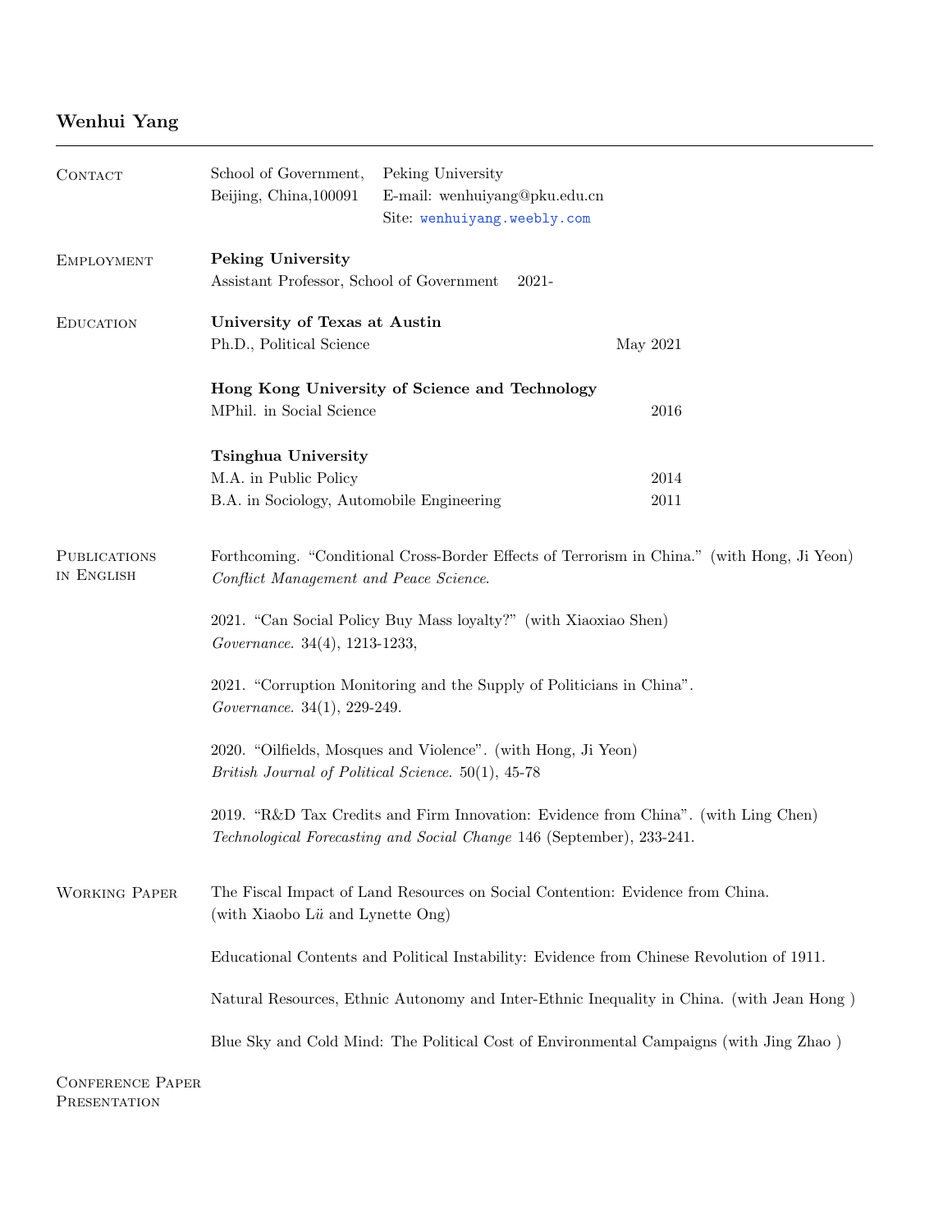# Wenhui Yang

## Contact

School of Government, Peking University
Beijing, China,100091
E-mail: wenhuiyang@pku.edu.cn
Site: wenhuiyang.weebly.com

## Employment

**Peking University**
Assistant Professor, School of Government 2021-

## Education

**University of Texas at Austin**
Ph.D., Political Science May 2021

**Hong Kong University of Science and Technology**
MPhil. in Social Science 2016

**Tsinghua University**
M.A. in Public Policy 2014
B.A. in Sociology, Automobile Engineering 2011

## Publications in English

Forthcoming. "Conditional Cross-Border Effects of Terrorism in China." (with Hong, Ji Yeon) *Conflict Management and Peace Science*.

2021. "Can Social Policy Buy Mass loyalty?" (with Xiaoxiao Shen) *Governance*. 34(4), 1213-1233,

2021. "Corruption Monitoring and the Supply of Politicians in China". *Governance*. 34(1), 229-249.

2020. "Oilfields, Mosques and Violence". (with Hong, Ji Yeon) *British Journal of Political Science*. 50(1), 45-78

2019. "R&D Tax Credits and Firm Innovation: Evidence from China". (with Ling Chen) *Technological Forecasting and Social Change* 146 (September), 233-241.

## Working Paper

The Fiscal Impact of Land Resources on Social Contention: Evidence from China. (with Xiaobo Lü and Lynette Ong)

Educational Contents and Political Instability: Evidence from Chinese Revolution of 1911.

Natural Resources, Ethnic Autonomy and Inter-Ethnic Inequality in China. (with Jean Hong )

Blue Sky and Cold Mind: The Political Cost of Environmental Campaigns (with Jing Zhao )

## Conference Paper Presentation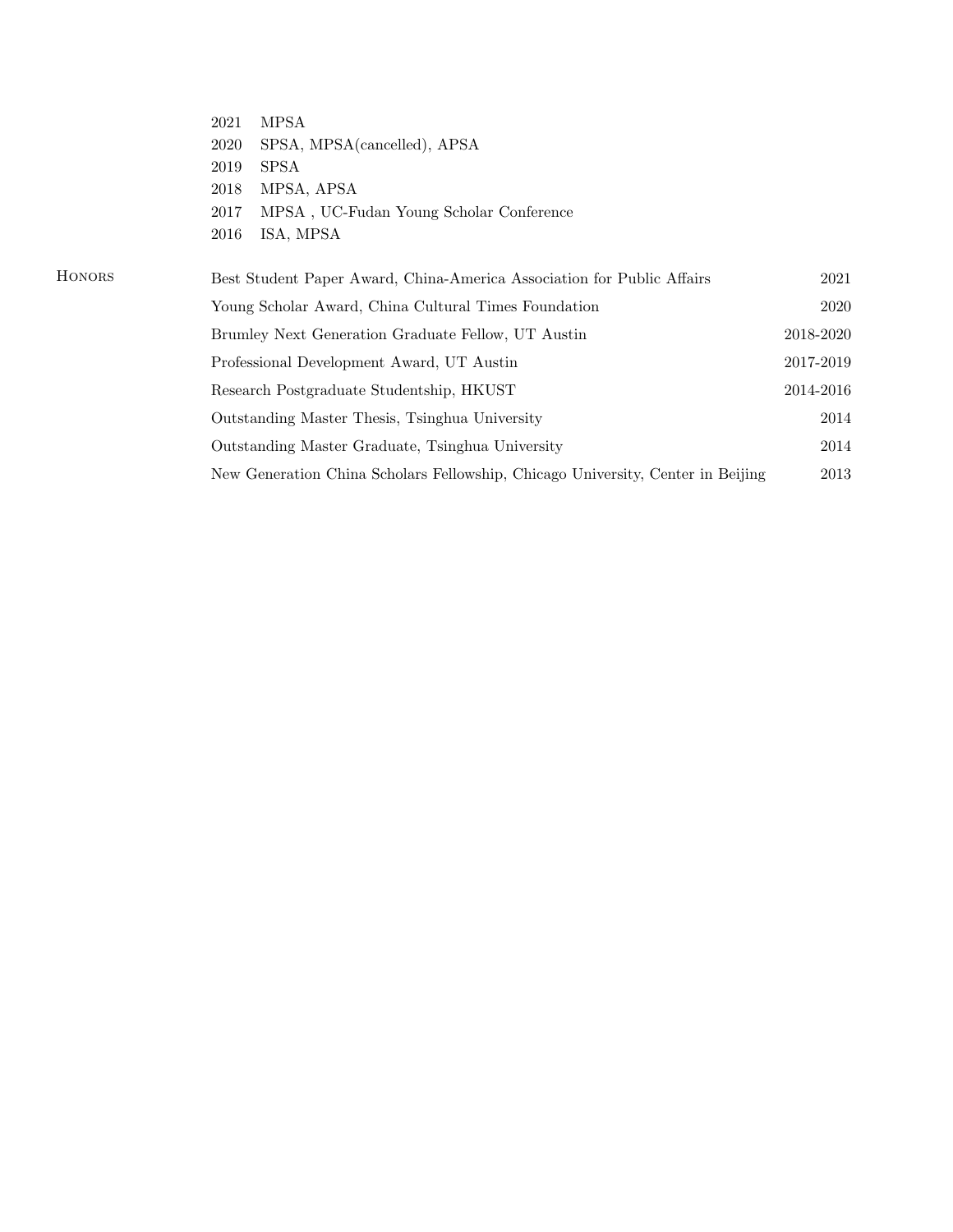2021 MPSA
2020 SPSA, MPSA(cancelled), APSA
2019 SPSA
2018 MPSA, APSA
2017 MPSA , UC-Fudan Young Scholar Conference
2016 ISA, MPSA

## Honors

| | |
|---|---|
| Best Student Paper Award, China-America Association for Public Affairs | 2021 |
| Young Scholar Award, China Cultural Times Foundation | 2020 |
| Brumley Next Generation Graduate Fellow, UT Austin | 2018-2020 |
| Professional Development Award, UT Austin | 2017-2019 |
| Research Postgraduate Studentship, HKUST | 2014-2016 |
| Outstanding Master Thesis, Tsinghua University | 2014 |
| Outstanding Master Graduate, Tsinghua University | 2014 |
| New Generation China Scholars Fellowship, Chicago University, Center in Beijing | 2013 |